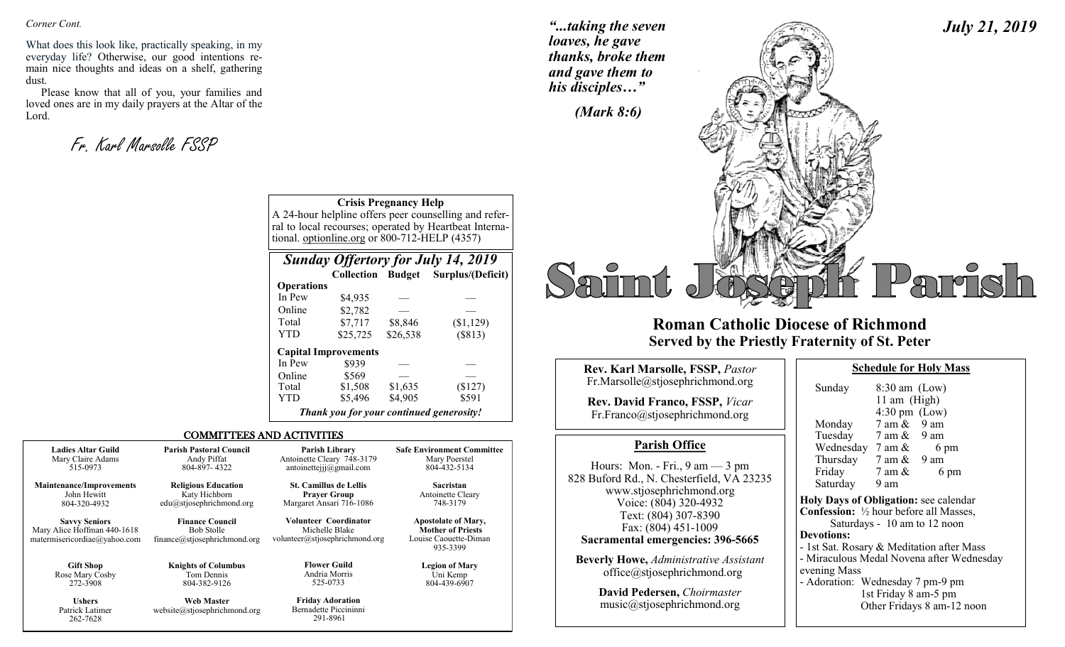*Corner Cont.*

What does this look like, practically speaking, in my everyday life? Otherwise, our good intentions remain nice thoughts and ideas on a shelf, gathering dust.

Please know that all of you, your families and loved ones are in my daily prayers at the Altar of the Lord.

Fr. Karl Marsolle FSSP

**Crisis Pregnancy Help**

A 24-hour helpline offers peer counselling and referral to local recourses; operated by Heartbeat International. optionline.org or 800-712-HELP (4357)

## *Sunday Offertory for July 14, 2019*

| | Collection | Budget | Surplus/(Deficit) |
|---|---|---|---|
| **Operations** | | | |
| In Pew | $4,935 | — | — |
| Online | $2,782 | — | — |
| Total | $7,717 | $8,846 | ($1,129) |
| YTD | $25,725 | $26,538 | ($813) |
| **Capital Improvements** | | | |
| In Pew | $939 | — | — |
| Online | $569 | — | — |
| Total | $1,508 | $1,635 | ($127) |
| YTD | $5,496 | $4,905 | $591 |

***Thank you for your continued generosity!***

## COMMITTEES AND ACTIVITIES

| | | | |
|---|---|---|---|
| **Ladies Altar Guild**<br>Mary Claire Adams<br>515-0973 | **Parish Pastoral Council**<br>Andy Piffat<br>804-897- 4322 | **Parish Library**<br>Antoinette Cleary 748-3179<br>antoinettejjj@gmail.com | **Safe Environment Committee**<br>Mary Poerstel<br>804-432-5134 |
| **Maintenance/Improvements**<br>John Hewitt<br>804-320-4932 | **Religious Education**<br>Katy Hichborn<br>edu@stjosephrichmond.org | **St. Camillus de Lellis Prayer Group**<br>Margaret Ansari 716-1086 | **Sacristan**<br>Antoinette Cleary<br>748-3179 |
| **Savvy Seniors**<br>Mary Alice Hoffman 440-1618<br>matermisericordiae@yahoo.com | **Finance Council**<br>Bob Stolle<br>finance@stjosephrichmond.org | **Volunteer Coordinator**<br>Michelle Blake<br>volunteer@stjosephrichmond.org | **Apostolate of Mary, Mother of Priests**<br>Louise Caouette-Diman<br>935-3399 |
| **Gift Shop**<br>Rose Mary Cosby<br>272-3908 | **Knights of Columbus**<br>Tom Dennis<br>804-382-9126 | **Flower Guild**<br>Andria Morris<br>525-0733 | **Legion of Mary**<br>Uni Kemp<br>804-439-6907 |
| **Ushers**<br>Patrick Latimer<br>262-7628 | **Web Master**<br>website@stjosephrichmond.org | **Friday Adoration**<br>Bernadette Piccininni<br>291-8961 | |

***"...taking the seven loaves, he gave thanks, broke them and gave them to his disciples…"***

***(Mark 8:6)***

***July 21, 2019***

# Saint Joseph Parish

## Roman Catholic Diocese of Richmond
## Served by the Priestly Fraternity of St. Peter

**Rev. Karl Marsolle, FSSP,** *Pastor*
Fr.Marsolle@stjosephrichmond.org

**Rev. David Franco, FSSP,** *Vicar*
Fr.Franco@stjosephrichmond.org

### Parish Office

Hours: Mon. - Fri., 9 am — 3 pm
828 Buford Rd., N. Chesterfield, VA 23235
www.stjosephrichmond.org
Voice: (804) 320-4932
Text: (804) 307-8390
Fax: (804) 451-1009
**Sacramental emergencies: 396-5665**

**Beverly Howe,** *Administrative Assistant*
office@stjosephrichmond.org

**David Pedersen,** *Choirmaster*
music@stjosephrichmond.org

### Schedule for Holy Mass

| | |
|---|---|
| Sunday | 8:30 am (Low)<br>11 am (High)<br>4:30 pm (Low) |
| Monday | 7 am & 9 am |
| Tuesday | 7 am & 9 am |
| Wednesday | 7 am & 6 pm |
| Thursday | 7 am & 9 am |
| Friday | 7 am & 6 pm |
| Saturday | 9 am |

**Holy Days of Obligation:** see calendar
**Confession:** ½ hour before all Masses, Saturdays - 10 am to 12 noon
**Devotions:**
- 1st Sat. Rosary & Meditation after Mass
- Miraculous Medal Novena after Wednesday evening Mass
- Adoration: Wednesday 7 pm-9 pm
  1st Friday 8 am-5 pm
  Other Fridays 8 am-12 noon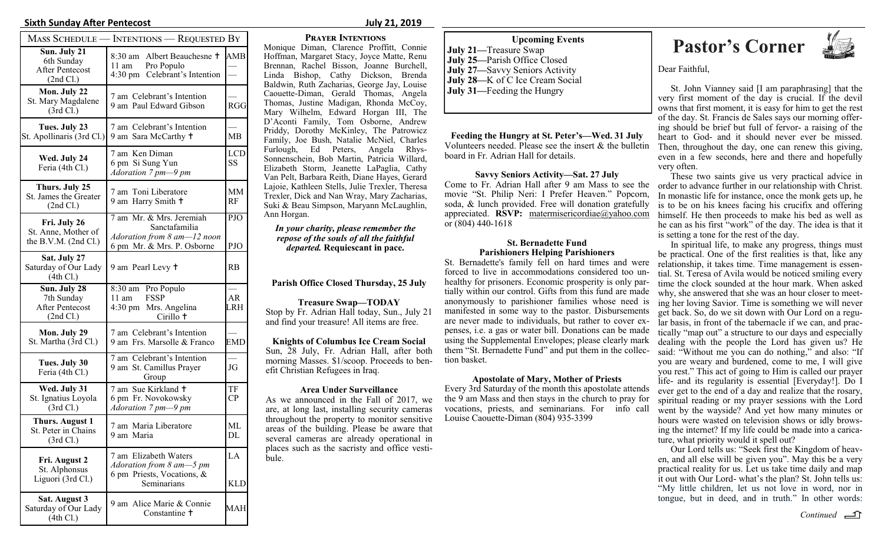## Mass Schedule — Intentions — Requested By

| Mass Schedule | Intentions | Requested By |
|---|---|---|
| **Sun. July 21** 6th Sunday After Pentecost (2nd Cl.) | 8:30 am Albert Beauchesne ✝ 11 am Pro Populo 4:30 pm Celebrant's Intention | AMB — — |
| **Mon. July 22** St. Mary Magdalene (3rd Cl.) | 7 am Celebrant's Intention 9 am Paul Edward Gibson | — RGG |
| **Tues. July 23** St. Apollinaris (3rd Cl.) | 7 am Celebrant's Intention 9 am Sara McCarthy ✝ | — MB |
| **Wed. July 24** Feria (4th Cl.) | 7 am Ken Diman 6 pm Si Sung Yun *Adoration 7 pm—9 pm* | LCD SS |
| **Thurs. July 25** St. James the Greater (2nd Cl.) | 7 am Toni Liberatore 9 am Harry Smith ✝ | MM RF |
| **Fri. July 26** St. Anne, Mother of the B.V.M. (2nd Cl.) | 7 am Mr. & Mrs. Jeremiah Sanctafamilia *Adoration from 8 am—12 noon* 6 pm Mr. & Mrs. P. Osborne | PJO PJO |
| **Sat. July 27** Saturday of Our Lady (4th Cl.) | 9 am Pearl Levy ✝ | RB |
| **Sun. July 28** 7th Sunday After Pentecost (2nd Cl.) | 8:30 am Pro Populo 11 am FSSP 4:30 pm Mrs. Angelina Cirillo ✝ | — AR LRH |
| **Mon. July 29** St. Martha (3rd Cl.) | 7 am Celebrant's Intention 9 am Frs. Marsolle & Franco | — EMD |
| **Tues. July 30** Feria (4th Cl.) | 7 am Celebrant's Intention 9 am St. Camillus Prayer Group | — JG |
| **Wed. July 31** St. Ignatius Loyola (3rd Cl.) | 7 am Sue Kirkland ✝ 6 pm Fr. Novokowsky *Adoration 7 pm—9 pm* | TF CP |
| **Thurs. August 1** St. Peter in Chains (3rd Cl.) | 7 am Maria Liberatore 9 am Maria | ML DL |
| **Fri. August 2** St. Alphonsus Liguori (3rd Cl.) | 7 am Elizabeth Waters *Adoration from 8 am—5 pm* 6 pm Priests, Vocations, & Seminarians | LA KLD |
| **Sat. August 3** Saturday of Our Lady (4th Cl.) | 9 am Alice Marie & Connie Constantine ✝ | MAH |

## Prayer Intentions

Monique Diman, Clarence Proffitt, Connie Hoffman, Margaret Stacy, Joyce Matte, Renu Brennan, Rachel Bisson, Joanne Burchell, Linda Bishop, Cathy Dickson, Brenda Baldwin, Ruth Zacharias, George Jay, Louise Caouette-Diman, Gerald Thomas, Angela Thomas, Justine Madigan, Rhonda McCoy, Mary Wilhelm, Edward Horgan III, The D'Aconti Family, Tom Osborne, Andrew Priddy, Dorothy McKinley, The Patrowicz Family, Joe Bush, Natalie McNiel, Charles Furlough, Ed Peters, Angela Rhys-Sonnenschein, Bob Martin, Patricia Willard, Elizabeth Storm, Jeanette LaPaglia, Cathy Van Pelt, Barbara Reith, Diane Hayes, Gerard Lajoie, Kathleen Stells, Julie Trexler, Theresa Trexler, Dick and Nan Wray, Mary Zacharias, Suki & Beau Simpson, Maryann McLaughlin, Ann Horgan.

***In your charity, please remember the repose of the souls of all the faithful departed.* Requiescant in pace.**

**Parish Office Closed Thursday, 25 July**

**Treasure Swap—TODAY**

Stop by Fr. Adrian Hall today, Sun., July 21 and find your treasure! All items are free.

**Knights of Columbus Ice Cream Social**

Sun, 28 July, Fr. Adrian Hall, after both morning Masses. $1/scoop. Proceeds to benefit Christian Refugees in Iraq.

**Area Under Surveillance**

As we announced in the Fall of 2017, we are, at long last, installing security cameras throughout the property to monitor sensitive areas of the building. Please be aware that several cameras are already operational in places such as the sacristy and office vestibule.

**Upcoming Events**

**July 21—**Treasure Swap
**July 25—**Parish Office Closed
**July 27—**Savvy Seniors Activity
**July 28—**K of C Ice Cream Social
**July 31—**Feeding the Hungry

**Feeding the Hungry at St. Peter's—Wed. 31 July**

Volunteers needed. Please see the insert & the bulletin board in Fr. Adrian Hall for details.

**Savvy Seniors Activity—Sat. 27 July**

Come to Fr. Adrian Hall after 9 am Mass to see the movie "St. Philip Neri: I Prefer Heaven." Popcorn, soda, & lunch provided. Free will donation gratefully appreciated. **RSVP:** matermisericordiae@yahoo.com or (804) 440-1618

**St. Bernadette Fund**
**Parishioners Helping Parishioners**

St. Bernadette's family fell on hard times and were forced to live in accommodations considered too unhealthy for prisoners. Economic prosperity is only partially within our control. Gifts from this fund are made anonymously to parishioner families whose need is manifested in some way to the pastor. Disbursements are never made to individuals, but rather to cover expenses, i.e. a gas or water bill. Donations can be made using the Supplemental Envelopes; please clearly mark them "St. Bernadette Fund" and put them in the collection basket.

**Apostolate of Mary, Mother of Priests**

Every 3rd Saturday of the month this apostolate attends the 9 am Mass and then stays in the church to pray for vocations, priests, and seminarians. For info call Louise Caouette-Diman (804) 935-3399

# Pastor's Corner

Dear Faithful,

St. John Vianney said [I am paraphrasing] that the very first moment of the day is crucial. If the devil owns that first moment, it is easy for him to get the rest of the day. St. Francis de Sales says our morning offering should be brief but full of fervor- a raising of the heart to God- and it should never ever be missed. Then, throughout the day, one can renew this giving, even in a few seconds, here and there and hopefully very often.

These two saints give us very practical advice in order to advance further in our relationship with Christ. In monastic life for instance, once the monk gets up, he is to be on his knees facing his crucifix and offering himself. He then proceeds to make his bed as well as he can as his first "work" of the day. The idea is that it is setting a tone for the rest of the day.

In spiritual life, to make any progress, things must be practical. One of the first realities is that, like any relationship, it takes time. Time management is essential. St. Teresa of Avila would be noticed smiling every time the clock sounded at the hour mark. When asked why, she answered that she was an hour closer to meeting her loving Savior. Time is something we will never get back. So, do we sit down with Our Lord on a regular basis, in front of the tabernacle if we can, and practically "map out" a structure to our days and especially dealing with the people the Lord has given us? He said: "Without me you can do nothing," and also: "If you are weary and burdened, come to me, I will give you rest." This act of going to Him is called our prayer life- and its regularity is essential [Everyday!]. Do I ever get to the end of a day and realize that the rosary, spiritual reading or my prayer sessions with the Lord went by the wayside? And yet how many minutes or hours were wasted on television shows or idly browsing the internet? If my life could be made into a caricature, what priority would it spell out?

Our Lord tells us: "Seek first the Kingdom of heaven, and all else will be given you". May this be a very practical reality for us. Let us take time daily and map it out with Our Lord- what's the plan? St. John tells us: "My little children, let us not love in word, nor in tongue, but in deed, and in truth." In other words:

*Continued*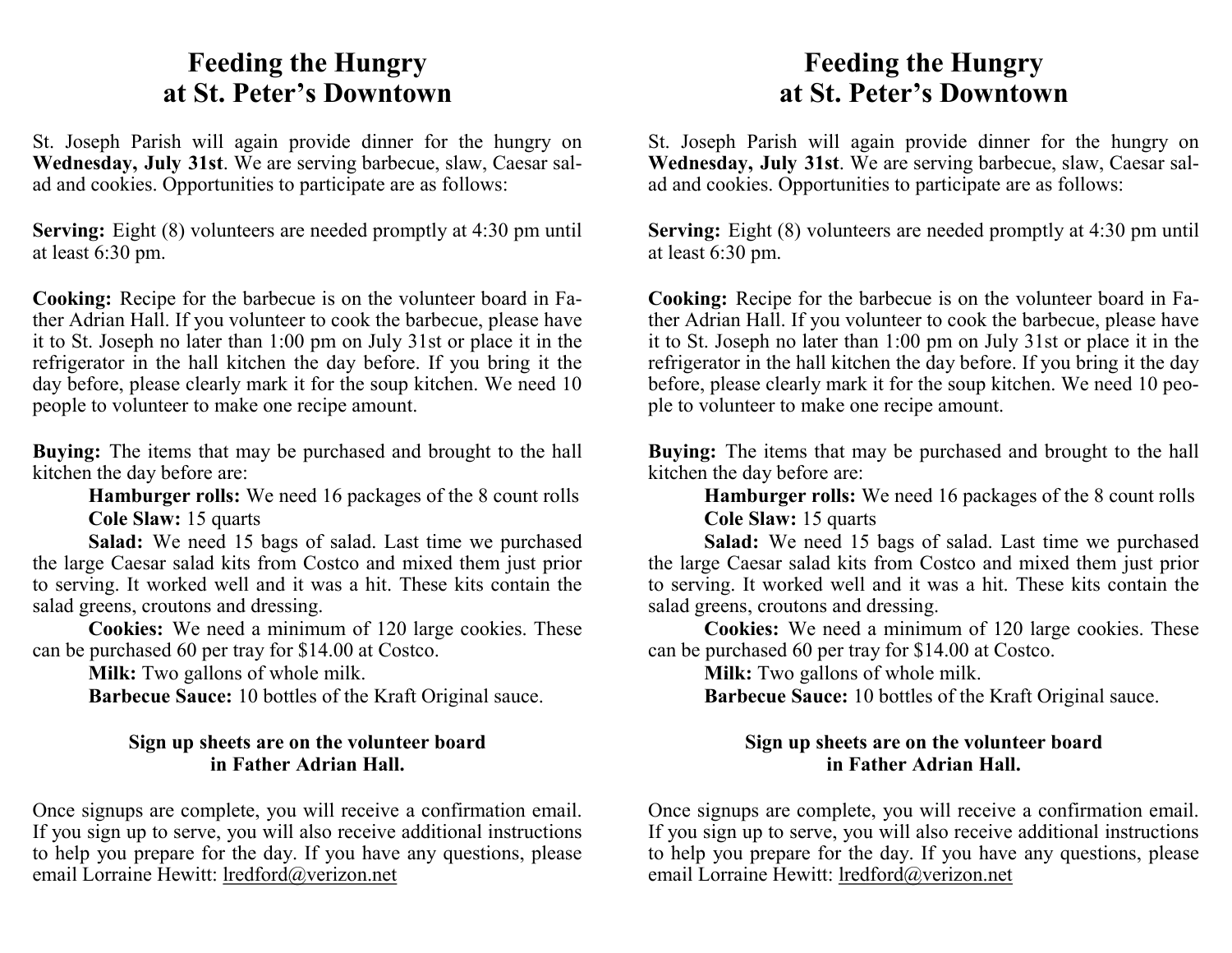# Feeding the Hungry at St. Peter's Downtown

St. Joseph Parish will again provide dinner for the hungry on **Wednesday, July 31st**. We are serving barbecue, slaw, Caesar salad and cookies. Opportunities to participate are as follows:

**Serving:** Eight (8) volunteers are needed promptly at 4:30 pm until at least 6:30 pm.

**Cooking:** Recipe for the barbecue is on the volunteer board in Father Adrian Hall. If you volunteer to cook the barbecue, please have it to St. Joseph no later than 1:00 pm on July 31st or place it in the refrigerator in the hall kitchen the day before. If you bring it the day before, please clearly mark it for the soup kitchen. We need 10 people to volunteer to make one recipe amount.

**Buying:** The items that may be purchased and brought to the hall kitchen the day before are:

**Hamburger rolls:** We need 16 packages of the 8 count rolls

**Cole Slaw:** 15 quarts

**Salad:** We need 15 bags of salad. Last time we purchased the large Caesar salad kits from Costco and mixed them just prior to serving. It worked well and it was a hit. These kits contain the salad greens, croutons and dressing.

**Cookies:** We need a minimum of 120 large cookies. These can be purchased 60 per tray for $14.00 at Costco.

**Milk:** Two gallons of whole milk.

**Barbecue Sauce:** 10 bottles of the Kraft Original sauce.

**Sign up sheets are on the volunteer board in Father Adrian Hall.**

Once signups are complete, you will receive a confirmation email. If you sign up to serve, you will also receive additional instructions to help you prepare for the day. If you have any questions, please email Lorraine Hewitt: lredford@verizon.net

# Feeding the Hungry at St. Peter's Downtown

St. Joseph Parish will again provide dinner for the hungry on **Wednesday, July 31st**. We are serving barbecue, slaw, Caesar salad and cookies. Opportunities to participate are as follows:

**Serving:** Eight (8) volunteers are needed promptly at 4:30 pm until at least 6:30 pm.

**Cooking:** Recipe for the barbecue is on the volunteer board in Father Adrian Hall. If you volunteer to cook the barbecue, please have it to St. Joseph no later than 1:00 pm on July 31st or place it in the refrigerator in the hall kitchen the day before. If you bring it the day before, please clearly mark it for the soup kitchen. We need 10 people to volunteer to make one recipe amount.

**Buying:** The items that may be purchased and brought to the hall kitchen the day before are:

**Hamburger rolls:** We need 16 packages of the 8 count rolls

**Cole Slaw:** 15 quarts

**Salad:** We need 15 bags of salad. Last time we purchased the large Caesar salad kits from Costco and mixed them just prior to serving. It worked well and it was a hit. These kits contain the salad greens, croutons and dressing.

**Cookies:** We need a minimum of 120 large cookies. These can be purchased 60 per tray for $14.00 at Costco.

**Milk:** Two gallons of whole milk.

**Barbecue Sauce:** 10 bottles of the Kraft Original sauce.

**Sign up sheets are on the volunteer board in Father Adrian Hall.**

Once signups are complete, you will receive a confirmation email. If you sign up to serve, you will also receive additional instructions to help you prepare for the day. If you have any questions, please email Lorraine Hewitt: lredford@verizon.net